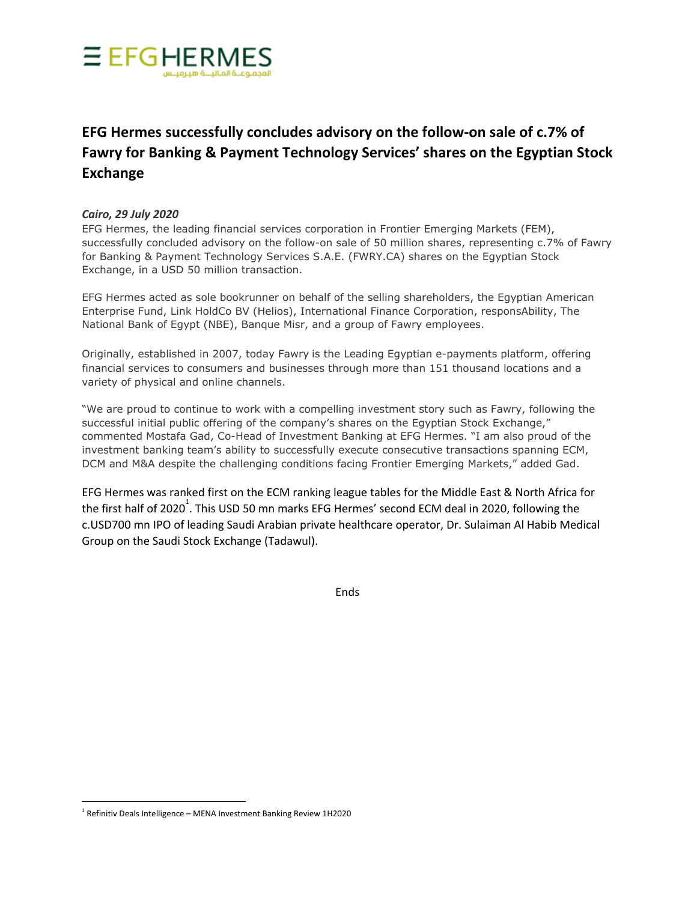# EFG Hermes successfully concludes advisory on the follow-on sale of c.7% of Fawry for Banking & Payment Technology Services' shares on the Egyptian Stock Exchange

***Cairo, 29 July 2020***

EFG Hermes, the leading financial services corporation in Frontier Emerging Markets (FEM), successfully concluded advisory on the follow-on sale of 50 million shares, representing c.7% of Fawry for Banking & Payment Technology Services S.A.E. (FWRY.CA) shares on the Egyptian Stock Exchange, in a USD 50 million transaction.

EFG Hermes acted as sole bookrunner on behalf of the selling shareholders, the Egyptian American Enterprise Fund, Link HoldCo BV (Helios), International Finance Corporation, responsAbility, The National Bank of Egypt (NBE), Banque Misr, and a group of Fawry employees.

Originally, established in 2007, today Fawry is the Leading Egyptian e-payments platform, offering financial services to consumers and businesses through more than 151 thousand locations and a variety of physical and online channels.

"We are proud to continue to work with a compelling investment story such as Fawry, following the successful initial public offering of the company's shares on the Egyptian Stock Exchange," commented Mostafa Gad, Co-Head of Investment Banking at EFG Hermes. "I am also proud of the investment banking team's ability to successfully execute consecutive transactions spanning ECM, DCM and M&A despite the challenging conditions facing Frontier Emerging Markets," added Gad.

EFG Hermes was ranked first on the ECM ranking league tables for the Middle East & North Africa for the first half of 2020[1]. This USD 50 mn marks EFG Hermes' second ECM deal in 2020, following the c.USD700 mn IPO of leading Saudi Arabian private healthcare operator, Dr. Sulaiman Al Habib Medical Group on the Saudi Stock Exchange (Tadawul).

Ends

---

[1] Refinitiv Deals Intelligence – MENA Investment Banking Review 1H2020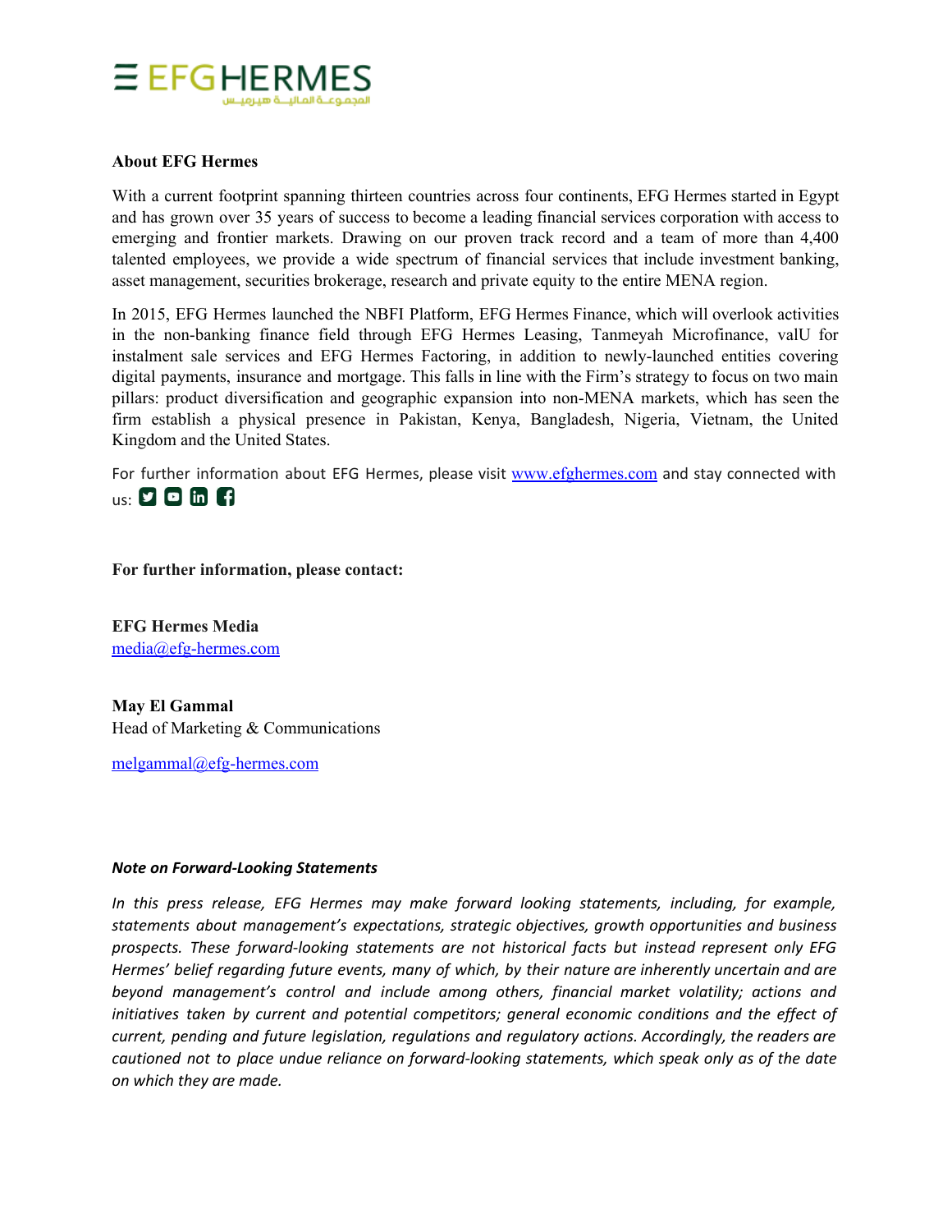**About EFG Hermes**

With a current footprint spanning thirteen countries across four continents, EFG Hermes started in Egypt and has grown over 35 years of success to become a leading financial services corporation with access to emerging and frontier markets. Drawing on our proven track record and a team of more than 4,400 talented employees, we provide a wide spectrum of financial services that include investment banking, asset management, securities brokerage, research and private equity to the entire MENA region.

In 2015, EFG Hermes launched the NBFI Platform, EFG Hermes Finance, which will overlook activities in the non-banking finance field through EFG Hermes Leasing, Tanmeyah Microfinance, valU for instalment sale services and EFG Hermes Factoring, in addition to newly-launched entities covering digital payments, insurance and mortgage. This falls in line with the Firm's strategy to focus on two main pillars: product diversification and geographic expansion into non-MENA markets, which has seen the firm establish a physical presence in Pakistan, Kenya, Bangladesh, Nigeria, Vietnam, the United Kingdom and the United States.

For further information about EFG Hermes, please visit [www.efghermes.com](http://www.efghermes.com) and stay connected with us:

**For further information, please contact:**

**EFG Hermes Media**
[media@efg-hermes.com](mailto:media@efg-hermes.com)

**May El Gammal**
Head of Marketing & Communications

[melgammal@efg-hermes.com](mailto:melgammal@efg-hermes.com)

***Note on Forward-Looking Statements***

*In this press release, EFG Hermes may make forward looking statements, including, for example, statements about management's expectations, strategic objectives, growth opportunities and business prospects. These forward-looking statements are not historical facts but instead represent only EFG Hermes' belief regarding future events, many of which, by their nature are inherently uncertain and are beyond management's control and include among others, financial market volatility; actions and initiatives taken by current and potential competitors; general economic conditions and the effect of current, pending and future legislation, regulations and regulatory actions. Accordingly, the readers are cautioned not to place undue reliance on forward-looking statements, which speak only as of the date on which they are made.*